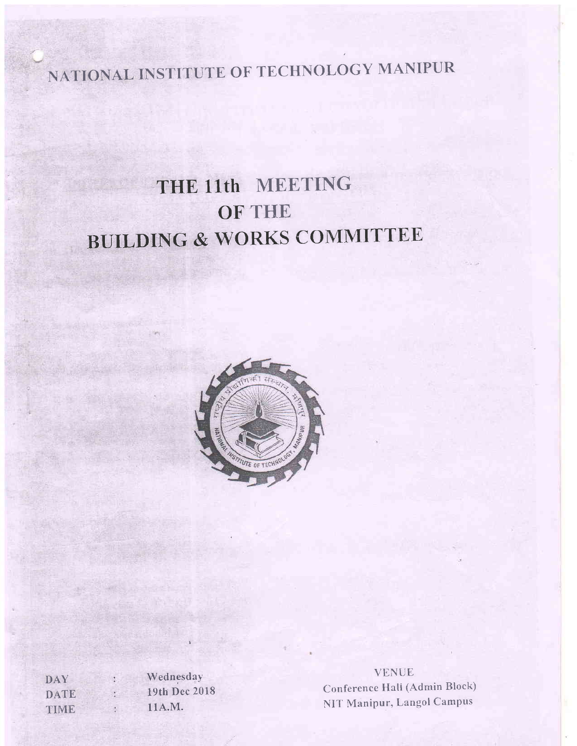# NATIONAL INSTITUTE OF TECHNOLOGY MANIPUR

# THE 11th MEETING
# OF THE
# BUILDING & WORKS COMMITTEE

| | | |
|---|---|---|
| DAY | : | Wednesday |
| DATE | : | 19th Dec 2018 |
| TIME | : | 11A.M. |

VENUE
Conference Hall (Admin Block)
NIT Manipur, Langol Campus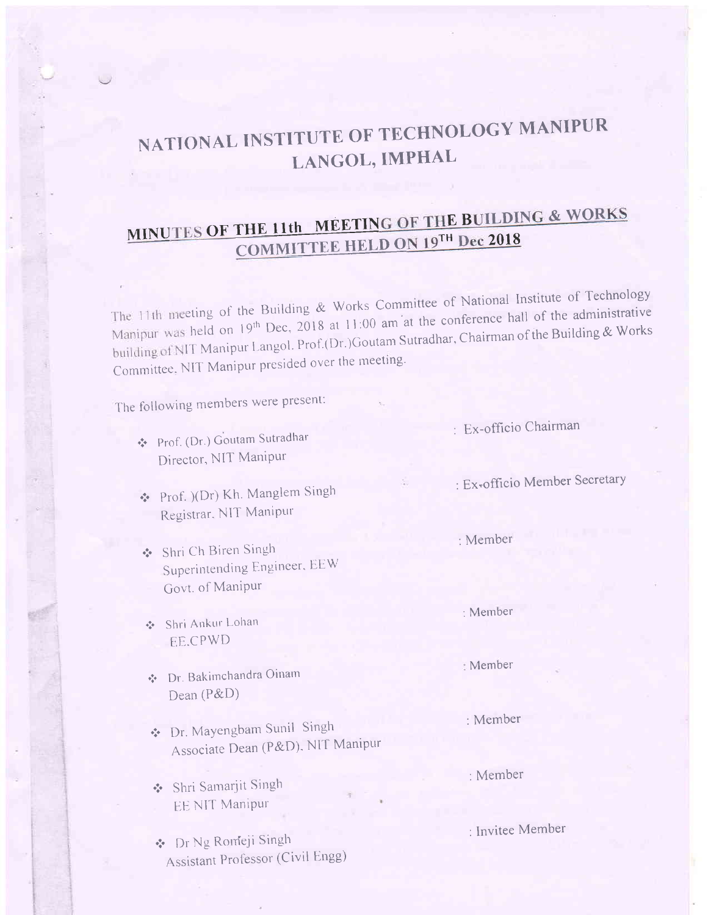# NATIONAL INSTITUTE OF TECHNOLOGY MANIPUR
## LANGOL, IMPHAL

## MINUTES OF THE 11th MEETING OF THE BUILDING & WORKS COMMITTEE HELD ON 19TH Dec 2018

The 11th meeting of the Building & Works Committee of National Institute of Technology Manipur was held on 19th Dec, 2018 at 11:00 am at the conference hall of the administrative building of NIT Manipur Langol. Prof.(Dr.)Goutam Sutradhar, Chairman of the Building & Works Committee, NIT Manipur presided over the meeting.

The following members were present:

- Prof. (Dr.) Goutam Sutradhar
  Director, NIT Manipur : Ex-officio Chairman
- Prof. )(Dr) Kh. Manglem Singh
  Registrar, NIT Manipur : Ex-officio Member Secretary
- Shri Ch Biren Singh
  Superintending Engineer, EEW
  Govt. of Manipur : Member
- Shri Ankur Lohan
  EE,CPWD : Member
- Dr. Bakimchandra Oinam
  Dean (P&D) : Member
- Dr. Mayengbam Sunil Singh
  Associate Dean (P&D), NIT Manipur : Member
- Shri Samarjit Singh
  EE NIT Manipur : Member
- Dr Ng Romeji Singh
  Assistant Professor (Civil Engg) : Invitee Member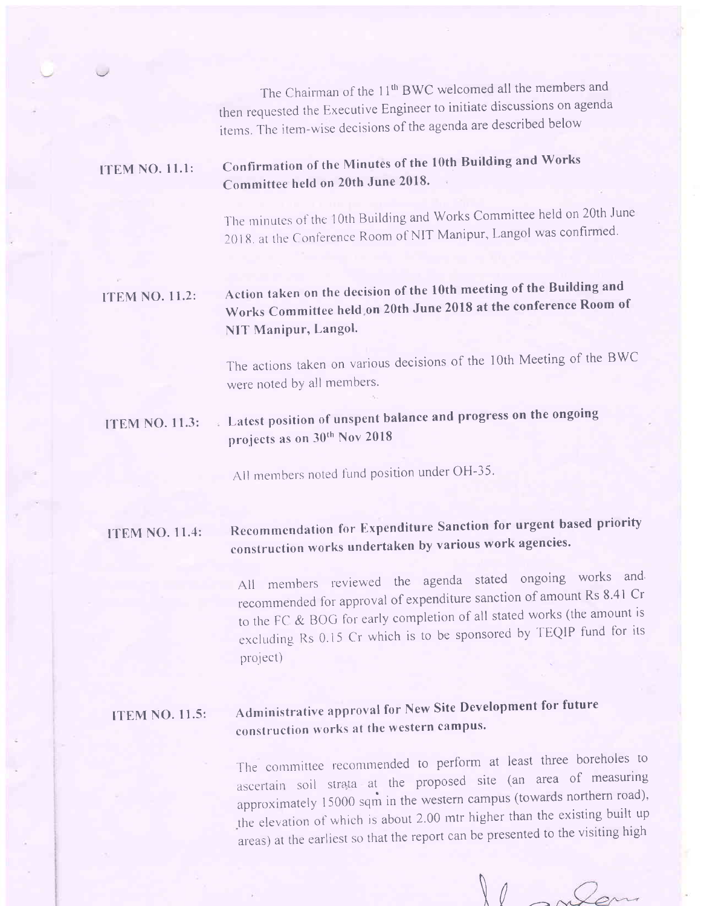The Chairman of the 11th BWC welcomed all the members and then requested the Executive Engineer to initiate discussions on agenda items. The item-wise decisions of the agenda are described below

**ITEM NO. 11.1: Confirmation of the Minutes of the 10th Building and Works Committee held on 20th June 2018.**

The minutes of the 10th Building and Works Committee held on 20th June 2018, at the Conference Room of NIT Manipur, Langol was confirmed.

**ITEM NO. 11.2: Action taken on the decision of the 10th meeting of the Building and Works Committee held on 20th June 2018 at the conference Room of NIT Manipur, Langol.**

The actions taken on various decisions of the 10th Meeting of the BWC were noted by all members.

**ITEM NO. 11.3: Latest position of unspent balance and progress on the ongoing projects as on 30th Nov 2018**

All members noted fund position under OH-35.

**ITEM NO. 11.4: Recommendation for Expenditure Sanction for urgent based priority construction works undertaken by various work agencies.**

All members reviewed the agenda stated ongoing works and recommended for approval of expenditure sanction of amount Rs 8.41 Cr to the FC & BOG for early completion of all stated works (the amount is excluding Rs 0.15 Cr which is to be sponsored by TEQIP fund for its project)

**ITEM NO. 11.5: Administrative approval for New Site Development for future construction works at the western campus.**

The committee recommended to perform at least three boreholes to ascertain soil strata at the proposed site (an area of measuring approximately 15000 sqm in the western campus (towards northern road), the elevation of which is about 2.00 mtr higher than the existing built up areas) at the earliest so that the report can be presented to the visiting high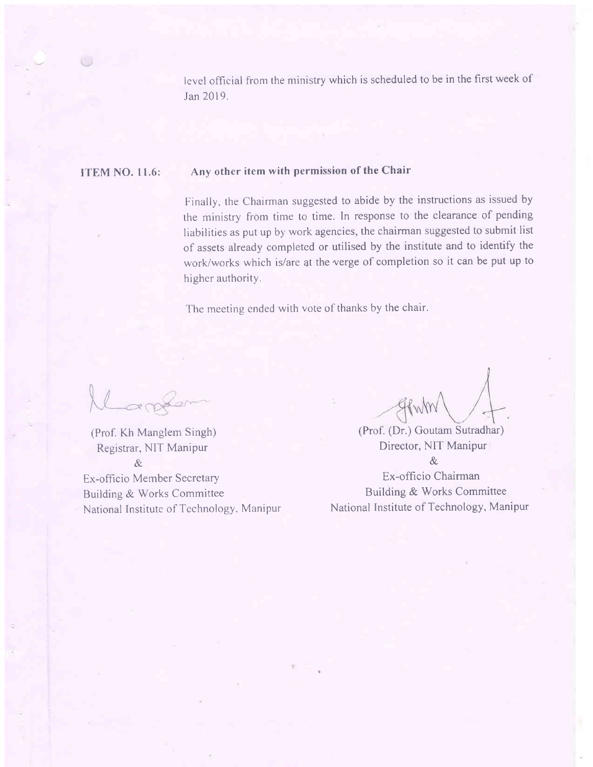level official from the ministry which is scheduled to be in the first week of Jan 2019.

**ITEM NO. 11.6: Any other item with permission of the Chair**

Finally, the Chairman suggested to abide by the instructions as issued by the ministry from time to time. In response to the clearance of pending liabilities as put up by work agencies, the chairman suggested to submit list of assets already completed or utilised by the institute and to identify the work/works which is/are at the verge of completion so it can be put up to higher authority.

The meeting ended with vote of thanks by the chair.

(Prof. Kh Manglem Singh)
Registrar, NIT Manipur
&
Ex-officio Member Secretary
Building & Works Committee
National Institute of Technology, Manipur

(Prof. (Dr.) Goutam Sutradhar)
Director, NIT Manipur
&
Ex-officio Chairman
Building & Works Committee
National Institute of Technology, Manipur